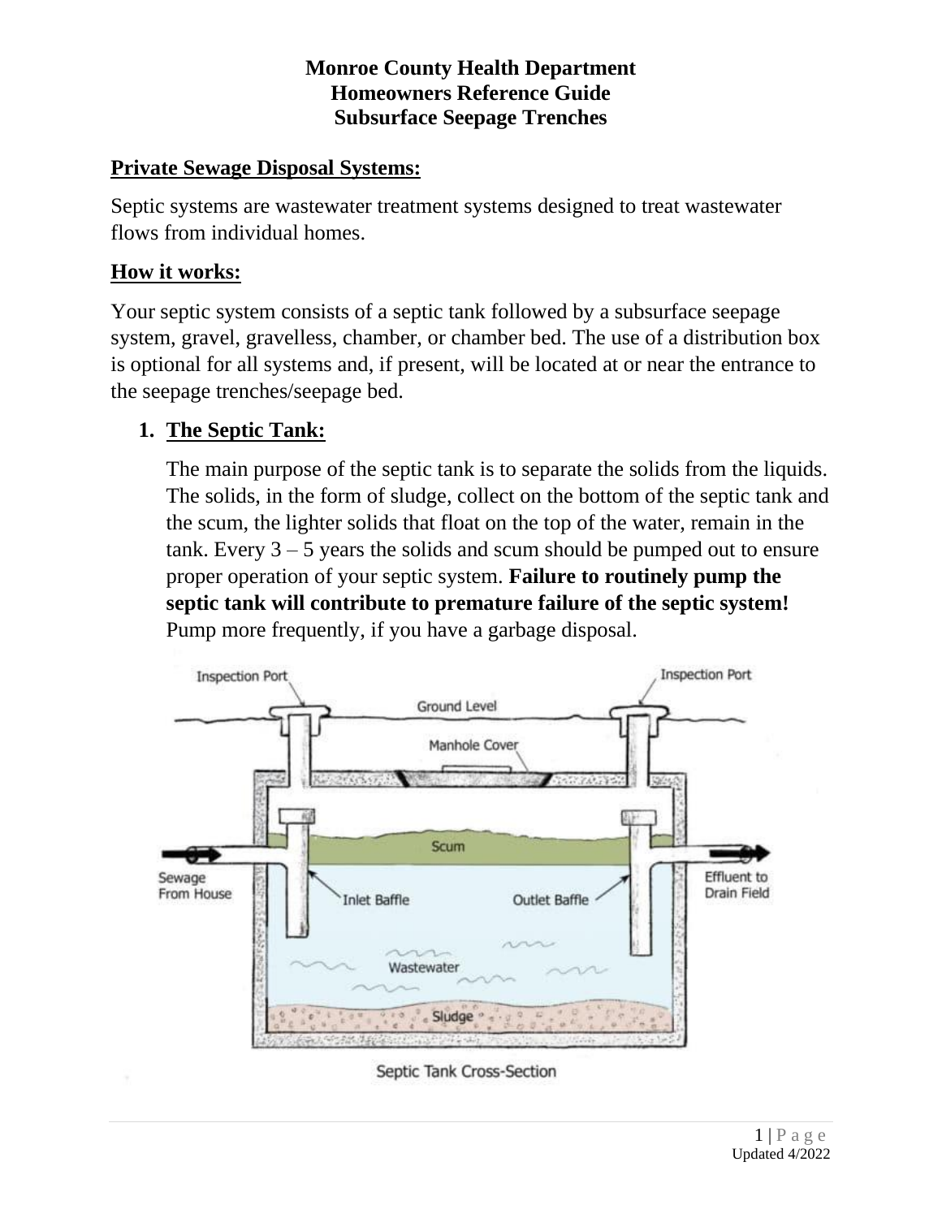# Monroe County Health Department
# Homeowners Reference Guide
# Subsurface Seepage Trenches

## Private Sewage Disposal Systems:

Septic systems are wastewater treatment systems designed to treat wastewater flows from individual homes.

## How it works:

Your septic system consists of a septic tank followed by a subsurface seepage system, gravel, gravelless, chamber, or chamber bed. The use of a distribution box is optional for all systems and, if present, will be located at or near the entrance to the seepage trenches/seepage bed.

### 1. The Septic Tank:

The main purpose of the septic tank is to separate the solids from the liquids. The solids, in the form of sludge, collect on the bottom of the septic tank and the scum, the lighter solids that float on the top of the water, remain in the tank. Every 3 – 5 years the solids and scum should be pumped out to ensure proper operation of your septic system. **Failure to routinely pump the septic tank will contribute to premature failure of the septic system!** Pump more frequently, if you have a garbage disposal.

Septic Tank Cross-Section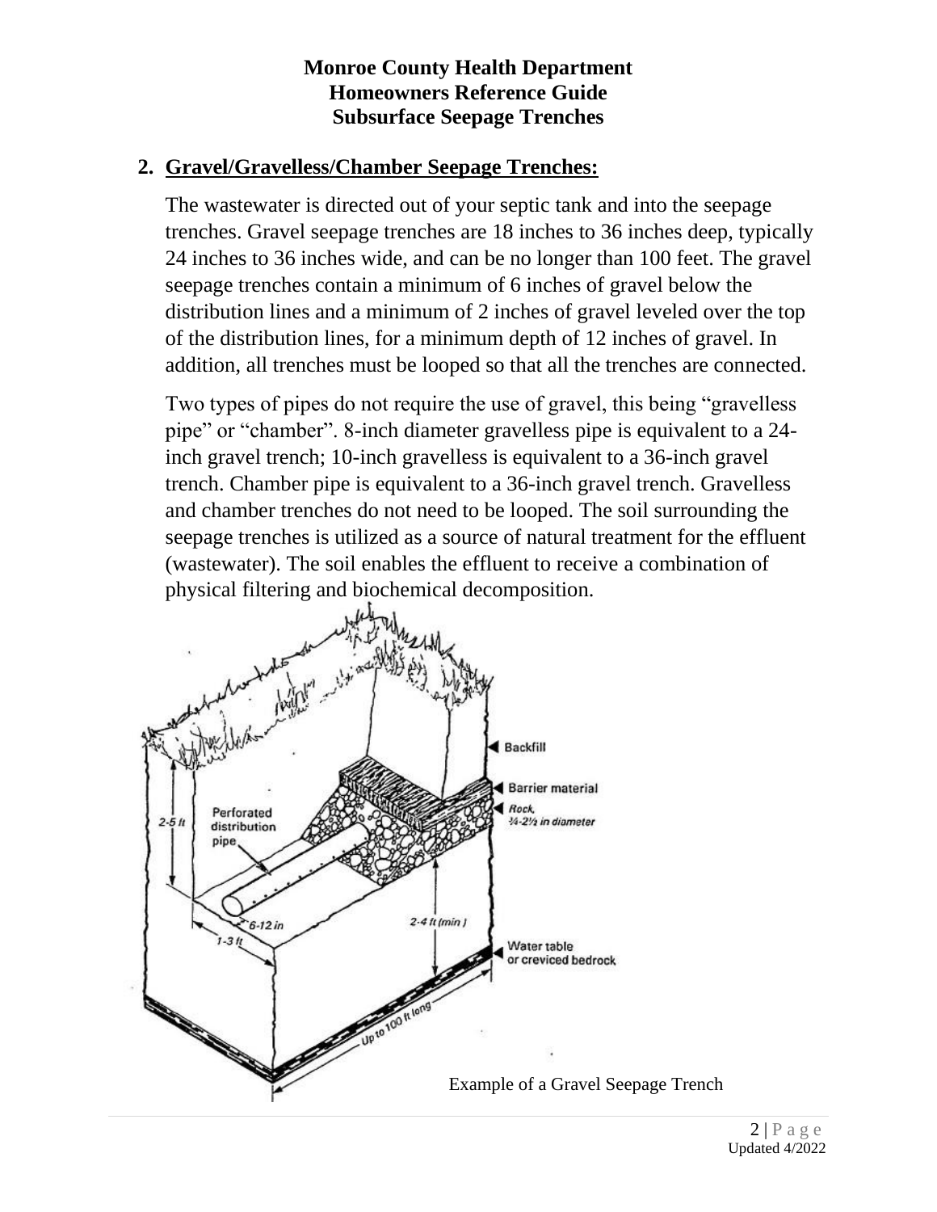**Monroe County Health Department**
**Homeowners Reference Guide**
**Subsurface Seepage Trenches**

2. **Gravel/Gravelless/Chamber Seepage Trenches:**

   The wastewater is directed out of your septic tank and into the seepage trenches. Gravel seepage trenches are 18 inches to 36 inches deep, typically 24 inches to 36 inches wide, and can be no longer than 100 feet. The gravel seepage trenches contain a minimum of 6 inches of gravel below the distribution lines and a minimum of 2 inches of gravel leveled over the top of the distribution lines, for a minimum depth of 12 inches of gravel. In addition, all trenches must be looped so that all the trenches are connected.

   Two types of pipes do not require the use of gravel, this being "gravelless pipe" or "chamber". 8-inch diameter gravelless pipe is equivalent to a 24-inch gravel trench; 10-inch gravelless is equivalent to a 36-inch gravel trench. Chamber pipe is equivalent to a 36-inch gravel trench. Gravelless and chamber trenches do not need to be looped. The soil surrounding the seepage trenches is utilized as a source of natural treatment for the effluent (wastewater). The soil enables the effluent to receive a combination of physical filtering and biochemical decomposition.

Example of a Gravel Seepage Trench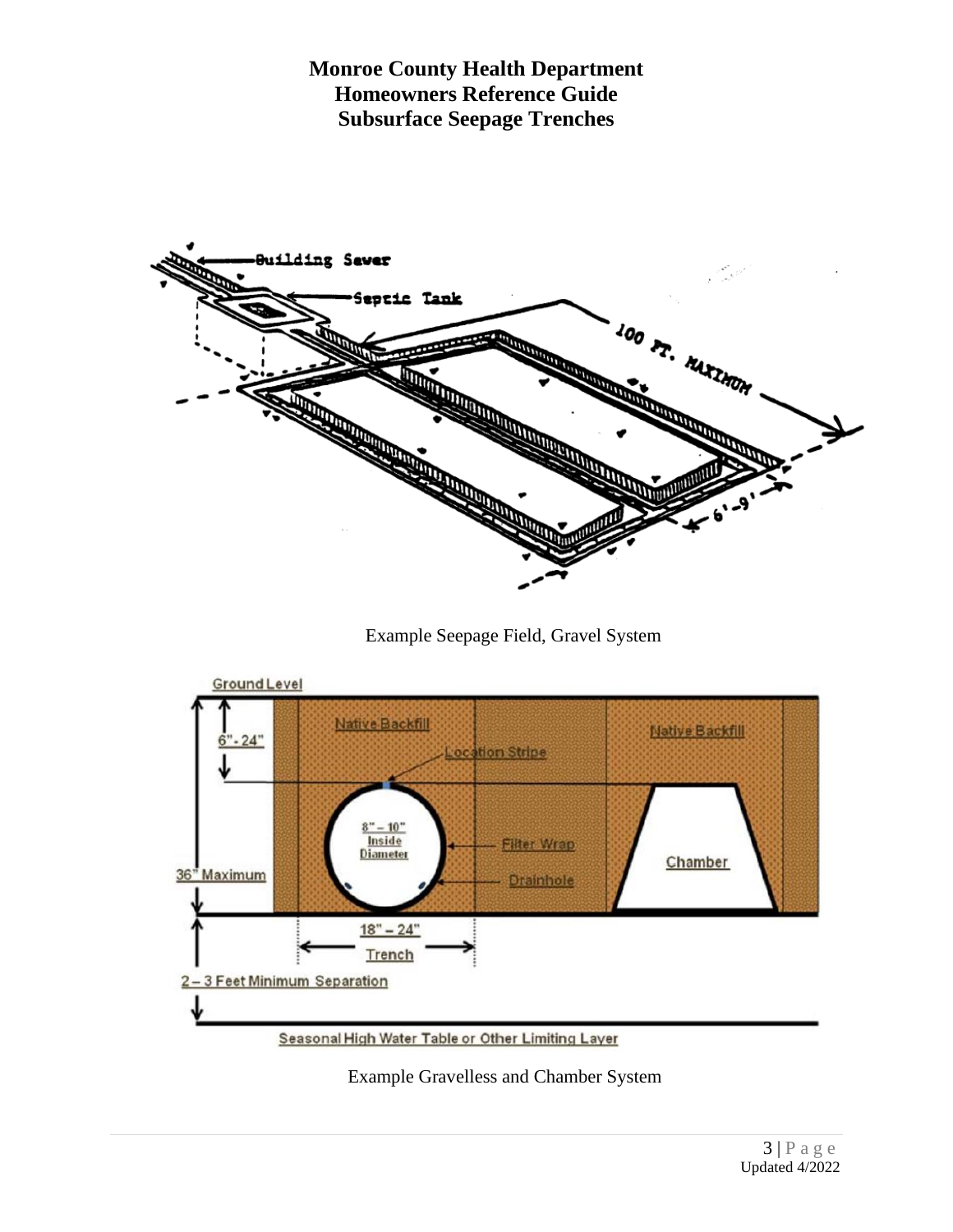# Monroe County Health Department
## Homeowners Reference Guide
## Subsurface Seepage Trenches

Example Seepage Field, Gravel System

Example Gravelless and Chamber System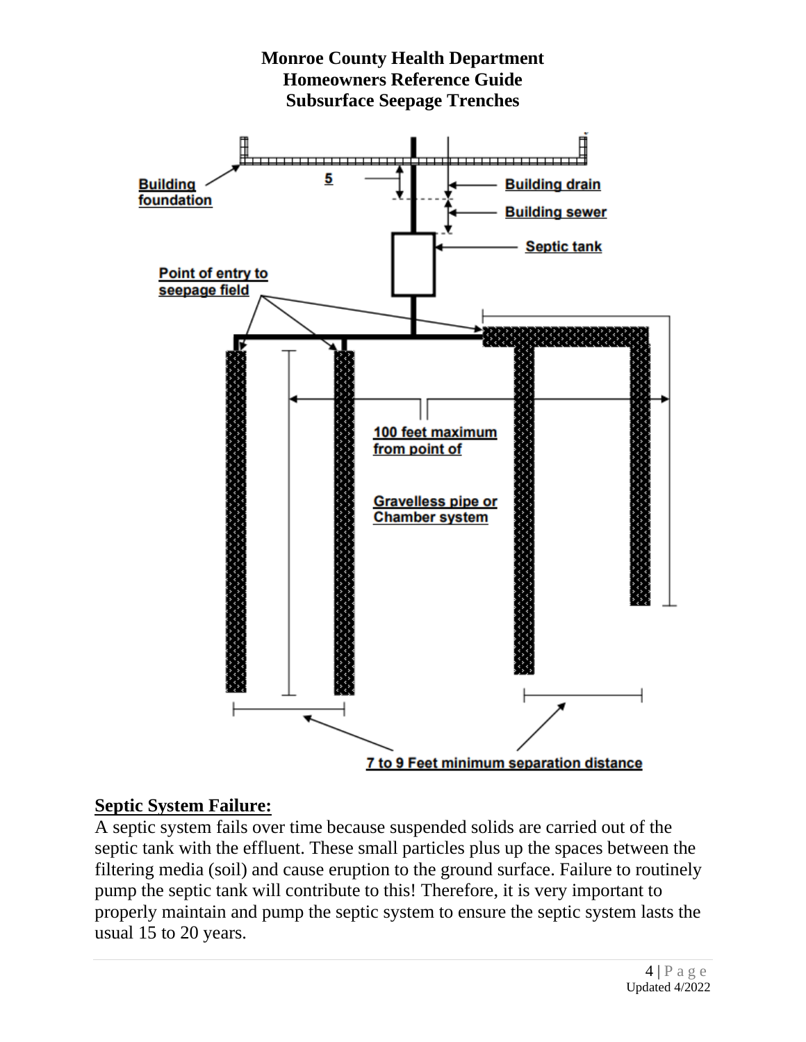**Monroe County Health Department**
**Homeowners Reference Guide**
**Subsurface Seepage Trenches**

Building foundation

5

Building drain

Building sewer

Septic tank

Point of entry to seepage field

100 feet maximum from point of

Gravelless pipe or Chamber system

7 to 9 Feet minimum separation distance

## Septic System Failure:

A septic system fails over time because suspended solids are carried out of the septic tank with the effluent. These small particles plus up the spaces between the filtering media (soil) and cause eruption to the ground surface. Failure to routinely pump the septic tank will contribute to this! Therefore, it is very important to properly maintain and pump the septic system to ensure the septic system lasts the usual 15 to 20 years.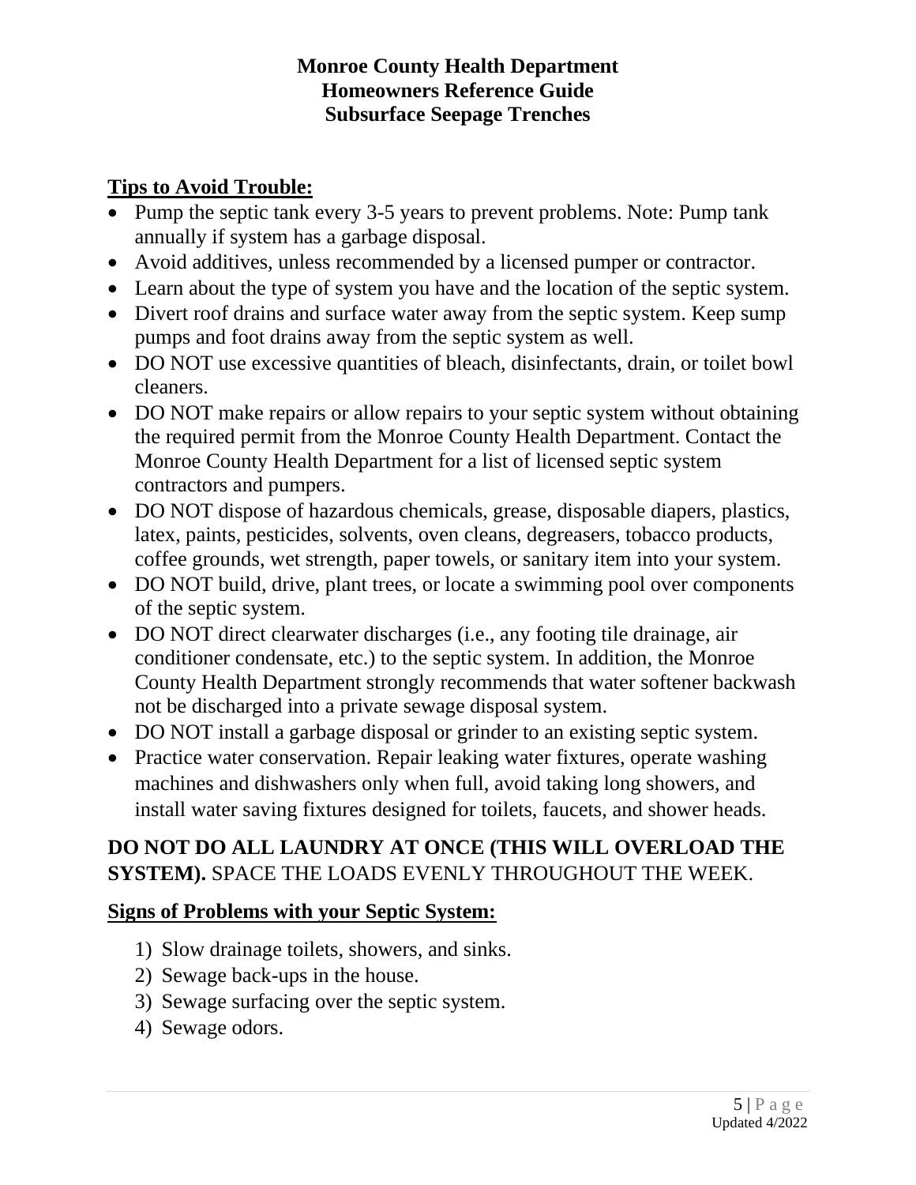**Monroe County Health Department**
**Homeowners Reference Guide**
**Subsurface Seepage Trenches**

## Tips to Avoid Trouble:

- Pump the septic tank every 3-5 years to prevent problems. Note: Pump tank annually if system has a garbage disposal.
- Avoid additives, unless recommended by a licensed pumper or contractor.
- Learn about the type of system you have and the location of the septic system.
- Divert roof drains and surface water away from the septic system. Keep sump pumps and foot drains away from the septic system as well.
- DO NOT use excessive quantities of bleach, disinfectants, drain, or toilet bowl cleaners.
- DO NOT make repairs or allow repairs to your septic system without obtaining the required permit from the Monroe County Health Department. Contact the Monroe County Health Department for a list of licensed septic system contractors and pumpers.
- DO NOT dispose of hazardous chemicals, grease, disposable diapers, plastics, latex, paints, pesticides, solvents, oven cleans, degreasers, tobacco products, coffee grounds, wet strength, paper towels, or sanitary item into your system.
- DO NOT build, drive, plant trees, or locate a swimming pool over components of the septic system.
- DO NOT direct clearwater discharges (i.e., any footing tile drainage, air conditioner condensate, etc.) to the septic system. In addition, the Monroe County Health Department strongly recommends that water softener backwash not be discharged into a private sewage disposal system.
- DO NOT install a garbage disposal or grinder to an existing septic system.
- Practice water conservation. Repair leaking water fixtures, operate washing machines and dishwashers only when full, avoid taking long showers, and install water saving fixtures designed for toilets, faucets, and shower heads.

**DO NOT DO ALL LAUNDRY AT ONCE (THIS WILL OVERLOAD THE SYSTEM).** SPACE THE LOADS EVENLY THROUGHOUT THE WEEK.

## Signs of Problems with your Septic System:

1) Slow drainage toilets, showers, and sinks.
2) Sewage back-ups in the house.
3) Sewage surfacing over the septic system.
4) Sewage odors.

Updated 4/2022